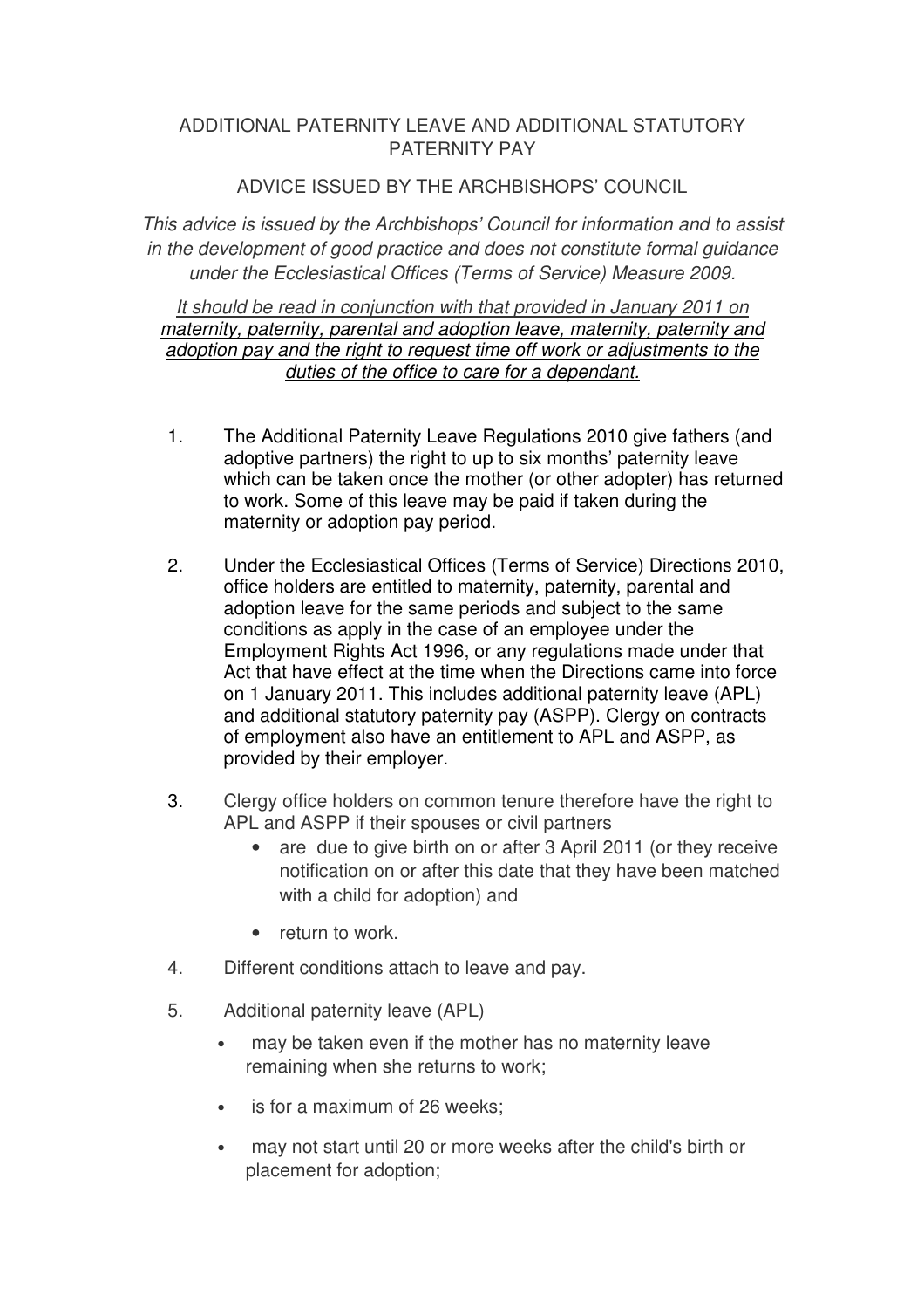# ADDITIONAL PATERNITY LEAVE AND ADDITIONAL STATUTORY PATERNITY PAY

## ADVICE ISSUED BY THE ARCHBISHOPS' COUNCIL

*This advice is issued by the Archbishops' Council for information and to assist in the development of good practice and does not constitute formal guidance under the Ecclesiastical Offices (Terms of Service) Measure 2009.*

*It should be read in conjunction with that provided in January 2011 on maternity, paternity, parental and adoption leave, maternity, paternity and adoption pay and the right to request time off work or adjustments to the duties of the office to care for a dependant.*

1. The Additional Paternity Leave Regulations 2010 give fathers (and adoptive partners) the right to up to six months' paternity leave which can be taken once the mother (or other adopter) has returned to work. Some of this leave may be paid if taken during the maternity or adoption pay period.

2. Under the Ecclesiastical Offices (Terms of Service) Directions 2010, office holders are entitled to maternity, paternity, parental and adoption leave for the same periods and subject to the same conditions as apply in the case of an employee under the Employment Rights Act 1996, or any regulations made under that Act that have effect at the time when the Directions came into force on 1 January 2011. This includes additional paternity leave (APL) and additional statutory paternity pay (ASPP). Clergy on contracts of employment also have an entitlement to APL and ASPP, as provided by their employer.

3. Clergy office holders on common tenure therefore have the right to APL and ASPP if their spouses or civil partners
   - are due to give birth on or after 3 April 2011 (or they receive notification on or after this date that they have been matched with a child for adoption) and
   - return to work.

4. Different conditions attach to leave and pay.

5. Additional paternity leave (APL)
   - may be taken even if the mother has no maternity leave remaining when she returns to work;
   - is for a maximum of 26 weeks;
   - may not start until 20 or more weeks after the child's birth or placement for adoption;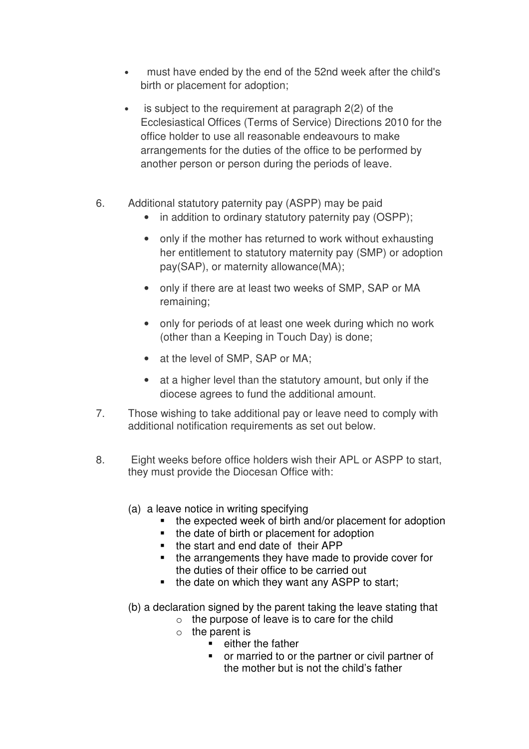- must have ended by the end of the 52nd week after the child's birth or placement for adoption;
- is subject to the requirement at paragraph 2(2) of the Ecclesiastical Offices (Terms of Service) Directions 2010 for the office holder to use all reasonable endeavours to make arrangements for the duties of the office to be performed by another person or person during the periods of leave.

6. Additional statutory paternity pay (ASPP) may be paid
   - in addition to ordinary statutory paternity pay (OSPP);
   - only if the mother has returned to work without exhausting her entitlement to statutory maternity pay (SMP) or adoption pay(SAP), or maternity allowance(MA);
   - only if there are at least two weeks of SMP, SAP or MA remaining;
   - only for periods of at least one week during which no work (other than a Keeping in Touch Day) is done;
   - at the level of SMP, SAP or MA;
   - at a higher level than the statutory amount, but only if the diocese agrees to fund the additional amount.

7. Those wishing to take additional pay or leave need to comply with additional notification requirements as set out below.

8. Eight weeks before office holders wish their APL or ASPP to start, they must provide the Diocesan Office with:

   (a) a leave notice in writing specifying
   - the expected week of birth and/or placement for adoption
   - the date of birth or placement for adoption
   - the start and end date of their APP
   - the arrangements they have made to provide cover for the duties of their office to be carried out
   - the date on which they want any ASPP to start;

   (b) a declaration signed by the parent taking the leave stating that
   - the purpose of leave is to care for the child
   - the parent is
     - either the father
     - or married to or the partner or civil partner of the mother but is not the child's father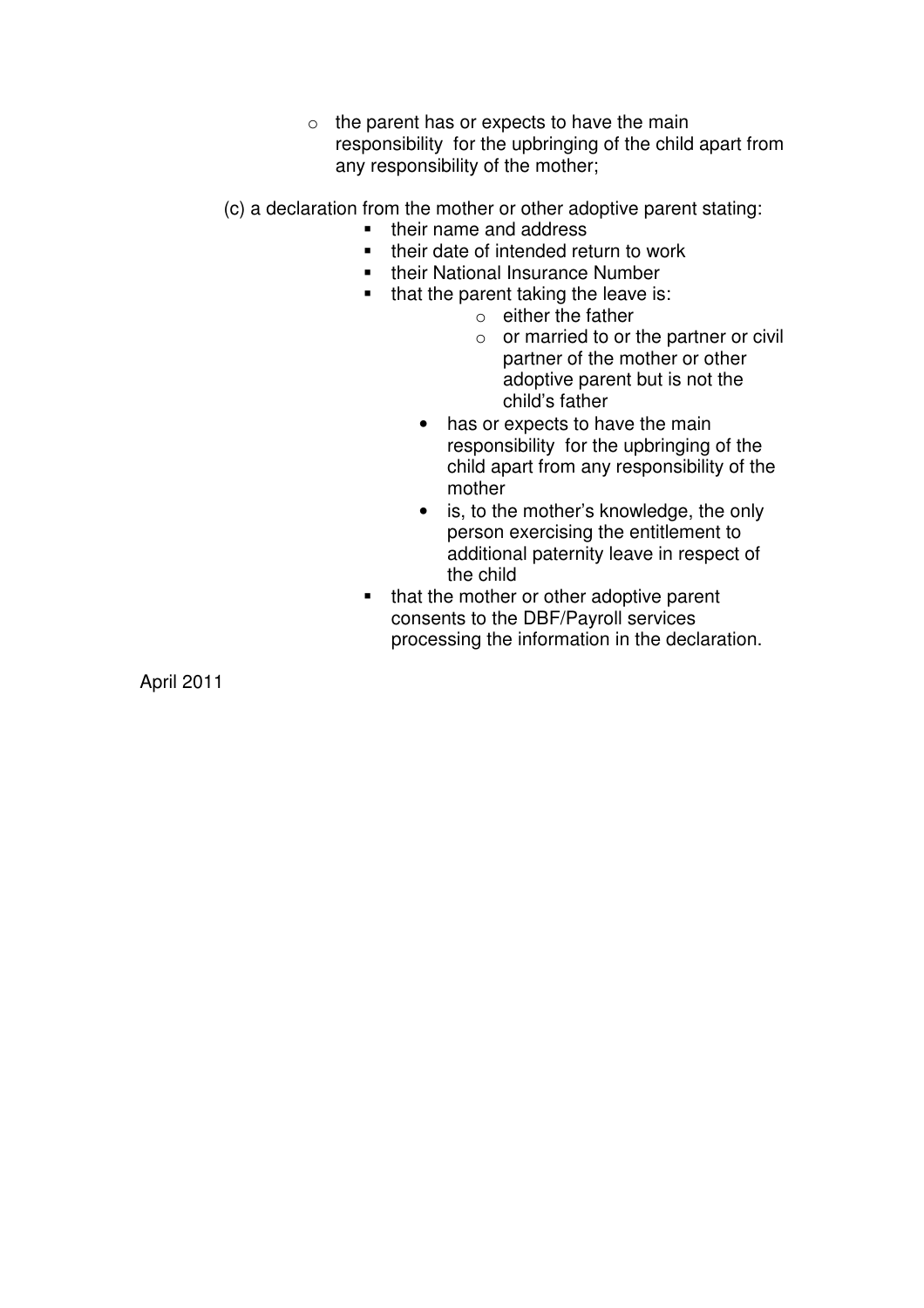- the parent has or expects to have the main responsibility for the upbringing of the child apart from any responsibility of the mother;

(c) a declaration from the mother or other adoptive parent stating:

- their name and address
- their date of intended return to work
- their National Insurance Number
- that the parent taking the leave is:
  - either the father
  - or married to or the partner or civil partner of the mother or other adoptive parent but is not the child's father
  - has or expects to have the main responsibility for the upbringing of the child apart from any responsibility of the mother
  - is, to the mother's knowledge, the only person exercising the entitlement to additional paternity leave in respect of the child
- that the mother or other adoptive parent consents to the DBF/Payroll services processing the information in the declaration.

April 2011